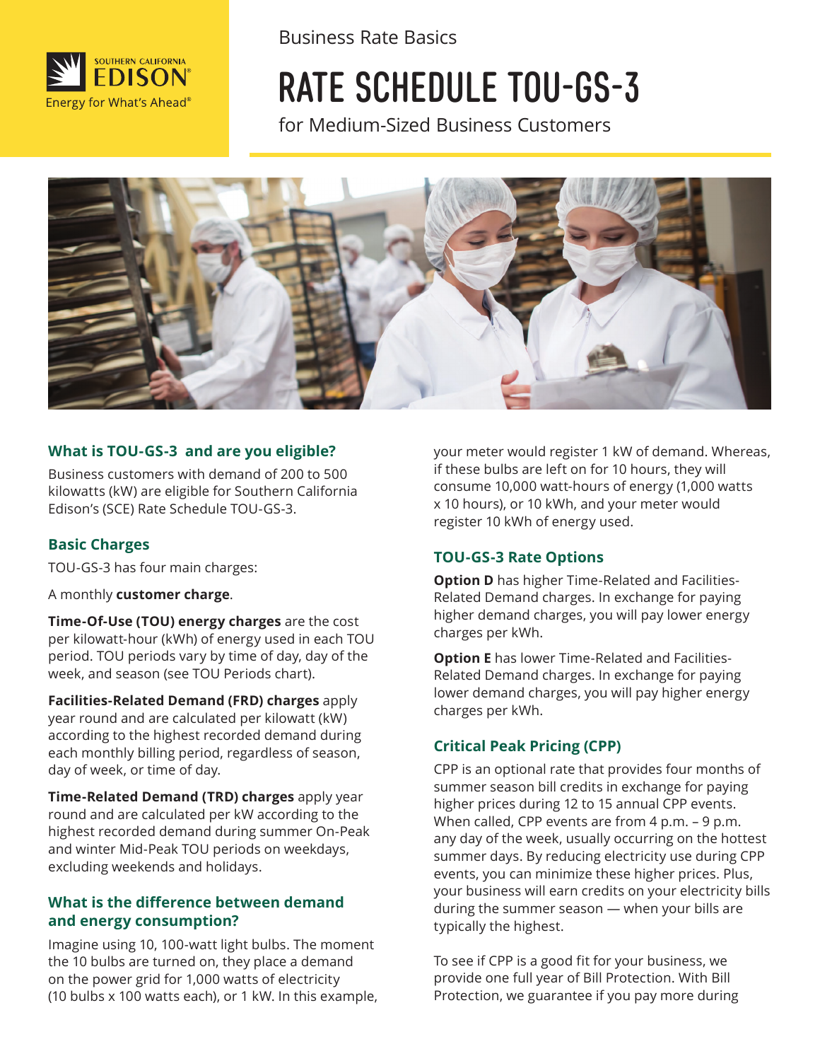Business Rate Basics

# RATE SCHEDULE TOU-GS-3

for Medium-Sized Business Customers

## What is TOU-GS-3 and are you eligible?

Business customers with demand of 200 to 500 kilowatts (kW) are eligible for Southern California Edison's (SCE) Rate Schedule TOU-GS-3.

## Basic Charges

TOU-GS-3 has four main charges:

A monthly **customer charge**.

**Time-Of-Use (TOU) energy charges** are the cost per kilowatt-hour (kWh) of energy used in each TOU period. TOU periods vary by time of day, day of the week, and season (see TOU Periods chart).

**Facilities-Related Demand (FRD) charges** apply year round and are calculated per kilowatt (kW) according to the highest recorded demand during each monthly billing period, regardless of season, day of week, or time of day.

**Time-Related Demand (TRD) charges** apply year round and are calculated per kW according to the highest recorded demand during summer On-Peak and winter Mid-Peak TOU periods on weekdays, excluding weekends and holidays.

## What is the difference between demand and energy consumption?

Imagine using 10, 100-watt light bulbs. The moment the 10 bulbs are turned on, they place a demand on the power grid for 1,000 watts of electricity (10 bulbs x 100 watts each), or 1 kW. In this example, your meter would register 1 kW of demand. Whereas, if these bulbs are left on for 10 hours, they will consume 10,000 watt-hours of energy (1,000 watts x 10 hours), or 10 kWh, and your meter would register 10 kWh of energy used.

## TOU-GS-3 Rate Options

**Option D** has higher Time-Related and Facilities-Related Demand charges. In exchange for paying higher demand charges, you will pay lower energy charges per kWh.

**Option E** has lower Time-Related and Facilities-Related Demand charges. In exchange for paying lower demand charges, you will pay higher energy charges per kWh.

## Critical Peak Pricing (CPP)

CPP is an optional rate that provides four months of summer season bill credits in exchange for paying higher prices during 12 to 15 annual CPP events. When called, CPP events are from 4 p.m. – 9 p.m. any day of the week, usually occurring on the hottest summer days. By reducing electricity use during CPP events, you can minimize these higher prices. Plus, your business will earn credits on your electricity bills during the summer season — when your bills are typically the highest.

To see if CPP is a good fit for your business, we provide one full year of Bill Protection. With Bill Protection, we guarantee if you pay more during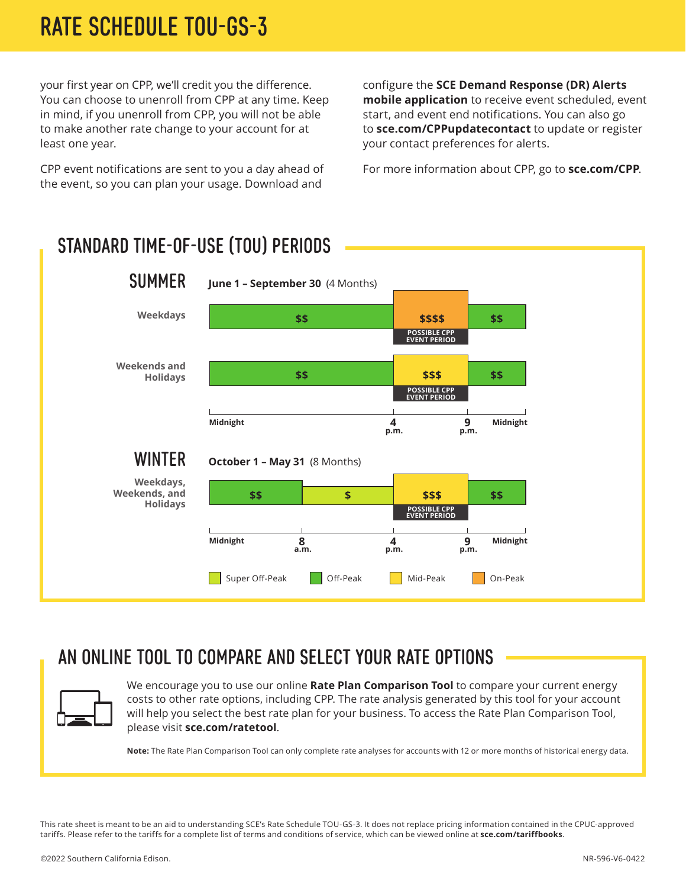# RATE SCHEDULE TOU-GS-3

your first year on CPP, we'll credit you the difference. You can choose to unenroll from CPP at any time. Keep in mind, if you unenroll from CPP, you will not be able to make another rate change to your account for at least one year.

CPP event notifications are sent to you a day ahead of the event, so you can plan your usage. Download and configure the **SCE Demand Response (DR) Alerts mobile application** to receive event scheduled, event start, and event end notifications. You can also go to **sce.com/CPPupdatecontact** to update or register your contact preferences for alerts.

For more information about CPP, go to **sce.com/CPP**.

## STANDARD TIME-OF-USE (TOU) PERIODS

### SUMMER

**June 1 – September 30** (4 Months)

Weekdays

$$ | $$$$ | $$

POSSIBLE CPP EVENT PERIOD

Weekends and Holidays

$$ | $$$ | $$

POSSIBLE CPP EVENT PERIOD

Midnight | 4 p.m. | 9 p.m. | Midnight

### WINTER

**October 1 – May 31** (8 Months)

Weekdays, Weekends, and Holidays

$$ | $ | $$$ | $$

POSSIBLE CPP EVENT PERIOD

Midnight | 8 a.m. | 4 p.m. | 9 p.m. | Midnight

Super Off-Peak | Off-Peak | Mid-Peak | On-Peak

## AN ONLINE TOOL TO COMPARE AND SELECT YOUR RATE OPTIONS

We encourage you to use our online **Rate Plan Comparison Tool** to compare your current energy costs to other rate options, including CPP. The rate analysis generated by this tool for your account will help you select the best rate plan for your business. To access the Rate Plan Comparison Tool, please visit **sce.com/ratetool**.

**Note:** The Rate Plan Comparison Tool can only complete rate analyses for accounts with 12 or more months of historical energy data.

This rate sheet is meant to be an aid to understanding SCE's Rate Schedule TOU-GS-3. It does not replace pricing information contained in the CPUC-approved tariffs. Please refer to the tariffs for a complete list of terms and conditions of service, which can be viewed online at **sce.com/tariffbooks**.

©2022 Southern California Edison.

NR-596-V6-0422